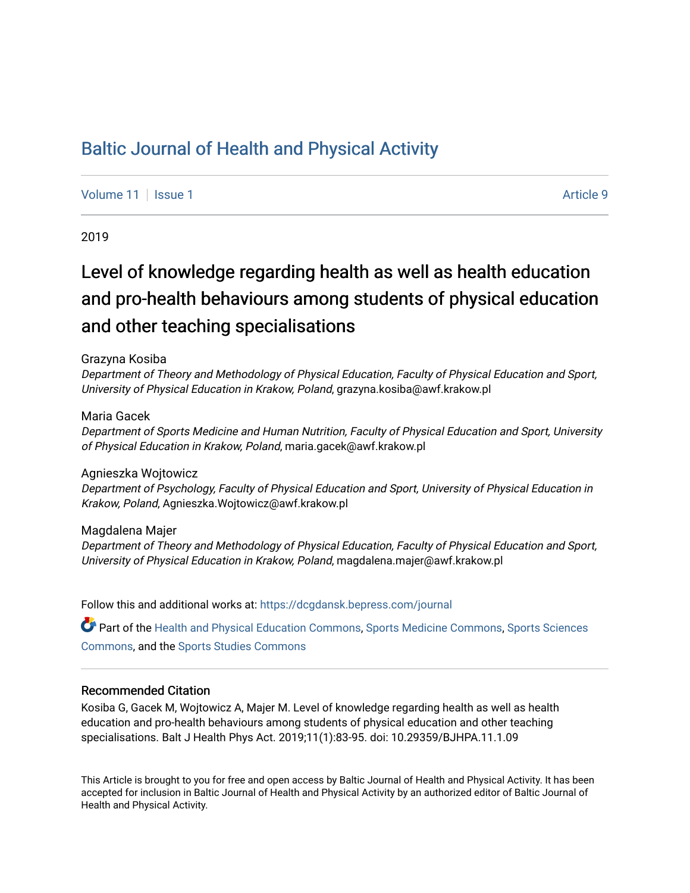# Baltic Journal of Health and Physical Activity

Volume 11 | Issue 1 Article 9

2019

## Level of knowledge regarding health as well as health education and pro-health behaviours among students of physical education and other teaching specialisations

Grazyna Kosiba
*Department of Theory and Methodology of Physical Education, Faculty of Physical Education and Sport, University of Physical Education in Krakow, Poland*, grazyna.kosiba@awf.krakow.pl

Maria Gacek
*Department of Sports Medicine and Human Nutrition, Faculty of Physical Education and Sport, University of Physical Education in Krakow, Poland*, maria.gacek@awf.krakow.pl

Agnieszka Wojtowicz
*Department of Psychology, Faculty of Physical Education and Sport, University of Physical Education in Krakow, Poland*, Agnieszka.Wojtowicz@awf.krakow.pl

Magdalena Majer
*Department of Theory and Methodology of Physical Education, Faculty of Physical Education and Sport, University of Physical Education in Krakow, Poland*, magdalena.majer@awf.krakow.pl

Follow this and additional works at: https://dcgdansk.bepress.com/journal

Part of the Health and Physical Education Commons, Sports Medicine Commons, Sports Sciences Commons, and the Sports Studies Commons

### Recommended Citation

Kosiba G, Gacek M, Wojtowicz A, Majer M. Level of knowledge regarding health as well as health education and pro-health behaviours among students of physical education and other teaching specialisations. Balt J Health Phys Act. 2019;11(1):83-95. doi: 10.29359/BJHPA.11.1.09

This Article is brought to you for free and open access by Baltic Journal of Health and Physical Activity. It has been accepted for inclusion in Baltic Journal of Health and Physical Activity by an authorized editor of Baltic Journal of Health and Physical Activity.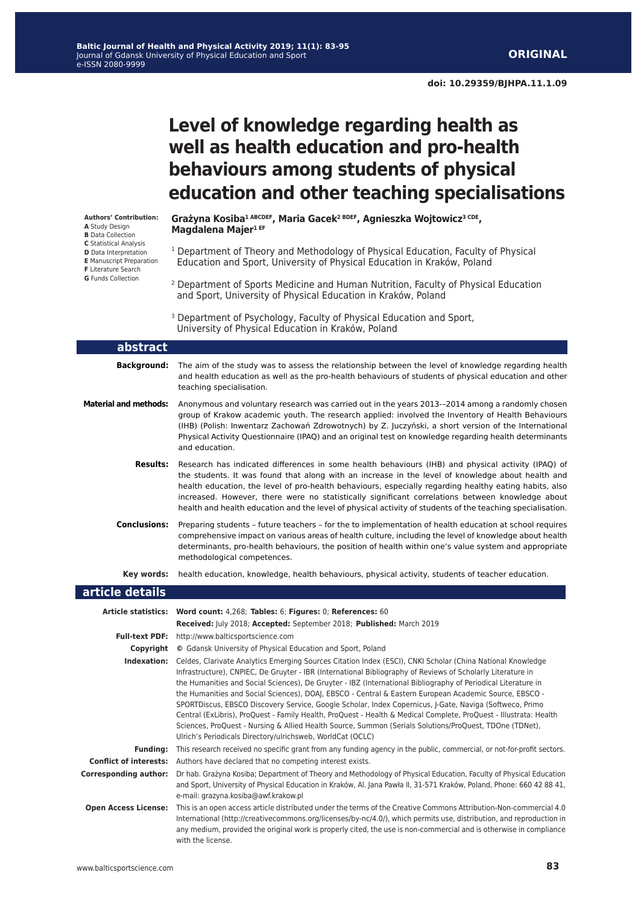**ORIGINAL**

doi: 10.29359/BJHPA.11.1.09

# Level of knowledge regarding health as well as health education and pro-health behaviours among students of physical education and other teaching specialisations

**Authors' Contribution:**
**A** Study Design
**B** Data Collection
**C** Statistical Analysis
**D** Data Interpretation
**E** Manuscript Preparation
**F** Literature Search
**G** Funds Collection

**Grażyna Kosiba[1 ABCDEF], Maria Gacek[2 BDEF], Agnieszka Wojtowicz[3 CDE], Magdalena Majer[1 EF]**

[1] Department of Theory and Methodology of Physical Education, Faculty of Physical Education and Sport, University of Physical Education in Kraków, Poland

[2] Department of Sports Medicine and Human Nutrition, Faculty of Physical Education and Sport, University of Physical Education in Kraków, Poland

[3] Department of Psychology, Faculty of Physical Education and Sport, University of Physical Education in Kraków, Poland

## abstract

**Background:** The aim of the study was to assess the relationship between the level of knowledge regarding health and health education as well as the pro-health behaviours of students of physical education and other teaching specialisation.

**Material and methods:** Anonymous and voluntary research was carried out in the years 2013-–2014 among a randomly chosen group of Krakow academic youth. The research applied: involved the Inventory of Health Behaviours (IHB) (Polish: Inwentarz Zachowań Zdrowotnych) by Z. Juczyński, a short version of the International Physical Activity Questionnaire (IPAQ) and an original test on knowledge regarding health determinants and education.

**Results:** Research has indicated differences in some health behaviours (IHB) and physical activity (IPAQ) of the students. It was found that along with an increase in the level of knowledge about health and health education, the level of pro-health behaviours, especially regarding healthy eating habits, also increased. However, there were no statistically significant correlations between knowledge about health and health education and the level of physical activity of students of the teaching specialisation.

**Conclusions:** Preparing students – future teachers – for the to implementation of health education at school requires comprehensive impact on various areas of health culture, including the level of knowledge about health determinants, pro-health behaviours, the position of health within one's value system and appropriate methodological competences.

**Key words:** health education, knowledge, health behaviours, physical activity, students of teacher education.

## article details

**Article statistics:** **Word count:** 4,268; **Tables:** 6; **Figures:** 0; **References:** 60
**Received:** July 2018; **Accepted:** September 2018; **Published:** March 2019

**Full-text PDF:** http://www.balticsportscience.com

**Copyright** © Gdansk University of Physical Education and Sport, Poland

**Indexation:** Celdes, Clarivate Analytics Emerging Sources Citation Index (ESCI), CNKI Scholar (China National Knowledge Infrastructure), CNPIEC, De Gruyter - IBR (International Bibliography of Reviews of Scholarly Literature in the Humanities and Social Sciences), De Gruyter - IBZ (International Bibliography of Periodical Literature in the Humanities and Social Sciences), DOAJ, EBSCO - Central & Eastern European Academic Source, EBSCO - SPORTDiscus, EBSCO Discovery Service, Google Scholar, Index Copernicus, J-Gate, Naviga (Softweco, Primo Central (ExLibris), ProQuest - Family Health, ProQuest - Health & Medical Complete, ProQuest - Illustrata: Health Sciences, ProQuest - Nursing & Allied Health Source, Summon (Serials Solutions/ProQuest, TDOne (TDNet), Ulrich's Periodicals Directory/ulrichsweb, WorldCat (OCLC)

**Funding:** This research received no specific grant from any funding agency in the public, commercial, or not-for-profit sectors.

**Conflict of interests:** Authors have declared that no competing interest exists.

**Corresponding author:** Dr hab. Grażyna Kosiba; Department of Theory and Methodology of Physical Education, Faculty of Physical Education and Sport, University of Physical Education in Kraków, Al. Jana Pawła II, 31-571 Kraków, Poland, Phone: 660 42 88 41, e-mail: grazyna.kosiba@awf.krakow.pl

**Open Access License:** This is an open access article distributed under the terms of the Creative Commons Attribution-Non-commercial 4.0 International (http://creativecommons.org/licenses/by-nc/4.0/), which permits use, distribution, and reproduction in any medium, provided the original work is properly cited, the use is non-commercial and is otherwise in compliance with the license.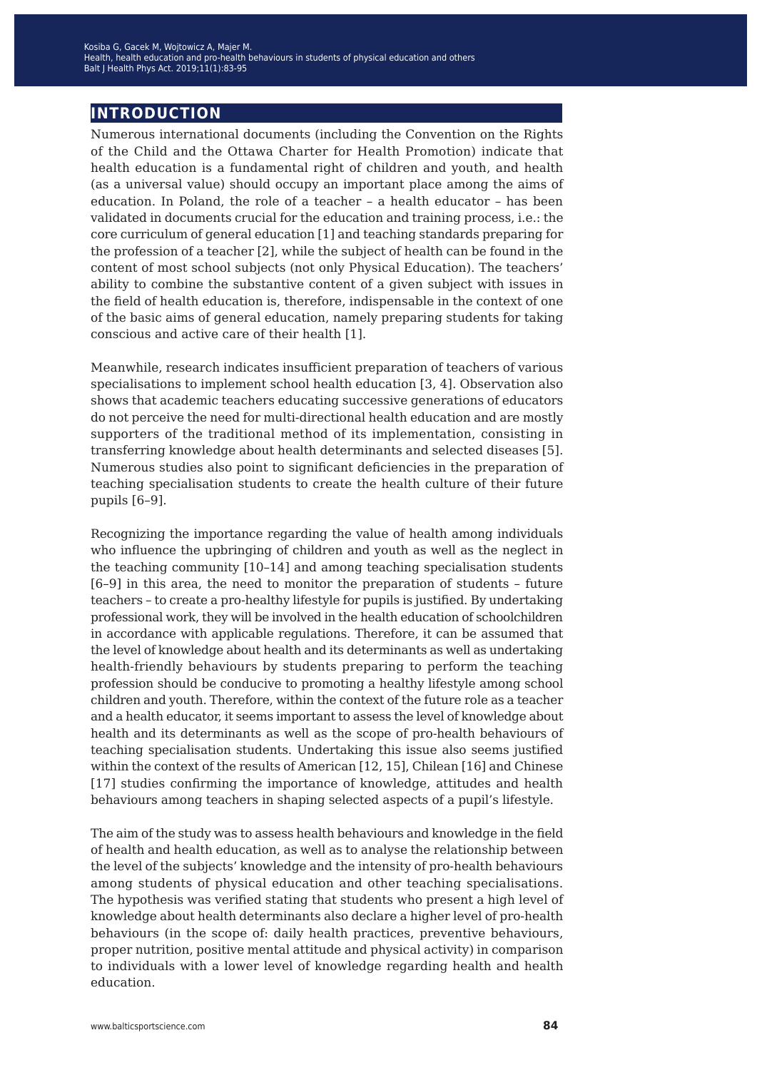## INTRODUCTION

Numerous international documents (including the Convention on the Rights of the Child and the Ottawa Charter for Health Promotion) indicate that health education is a fundamental right of children and youth, and health (as a universal value) should occupy an important place among the aims of education. In Poland, the role of a teacher – a health educator – has been validated in documents crucial for the education and training process, i.e.: the core curriculum of general education [1] and teaching standards preparing for the profession of a teacher [2], while the subject of health can be found in the content of most school subjects (not only Physical Education). The teachers' ability to combine the substantive content of a given subject with issues in the field of health education is, therefore, indispensable in the context of one of the basic aims of general education, namely preparing students for taking conscious and active care of their health [1].

Meanwhile, research indicates insufficient preparation of teachers of various specialisations to implement school health education [3, 4]. Observation also shows that academic teachers educating successive generations of educators do not perceive the need for multi-directional health education and are mostly supporters of the traditional method of its implementation, consisting in transferring knowledge about health determinants and selected diseases [5]. Numerous studies also point to significant deficiencies in the preparation of teaching specialisation students to create the health culture of their future pupils [6–9].

Recognizing the importance regarding the value of health among individuals who influence the upbringing of children and youth as well as the neglect in the teaching community [10–14] and among teaching specialisation students [6–9] in this area, the need to monitor the preparation of students – future teachers – to create a pro-healthy lifestyle for pupils is justified. By undertaking professional work, they will be involved in the health education of schoolchildren in accordance with applicable regulations. Therefore, it can be assumed that the level of knowledge about health and its determinants as well as undertaking health-friendly behaviours by students preparing to perform the teaching profession should be conducive to promoting a healthy lifestyle among school children and youth. Therefore, within the context of the future role as a teacher and a health educator, it seems important to assess the level of knowledge about health and its determinants as well as the scope of pro-health behaviours of teaching specialisation students. Undertaking this issue also seems justified within the context of the results of American [12, 15], Chilean [16] and Chinese [17] studies confirming the importance of knowledge, attitudes and health behaviours among teachers in shaping selected aspects of a pupil's lifestyle.

The aim of the study was to assess health behaviours and knowledge in the field of health and health education, as well as to analyse the relationship between the level of the subjects' knowledge and the intensity of pro-health behaviours among students of physical education and other teaching specialisations. The hypothesis was verified stating that students who present a high level of knowledge about health determinants also declare a higher level of pro-health behaviours (in the scope of: daily health practices, preventive behaviours, proper nutrition, positive mental attitude and physical activity) in comparison to individuals with a lower level of knowledge regarding health and health education.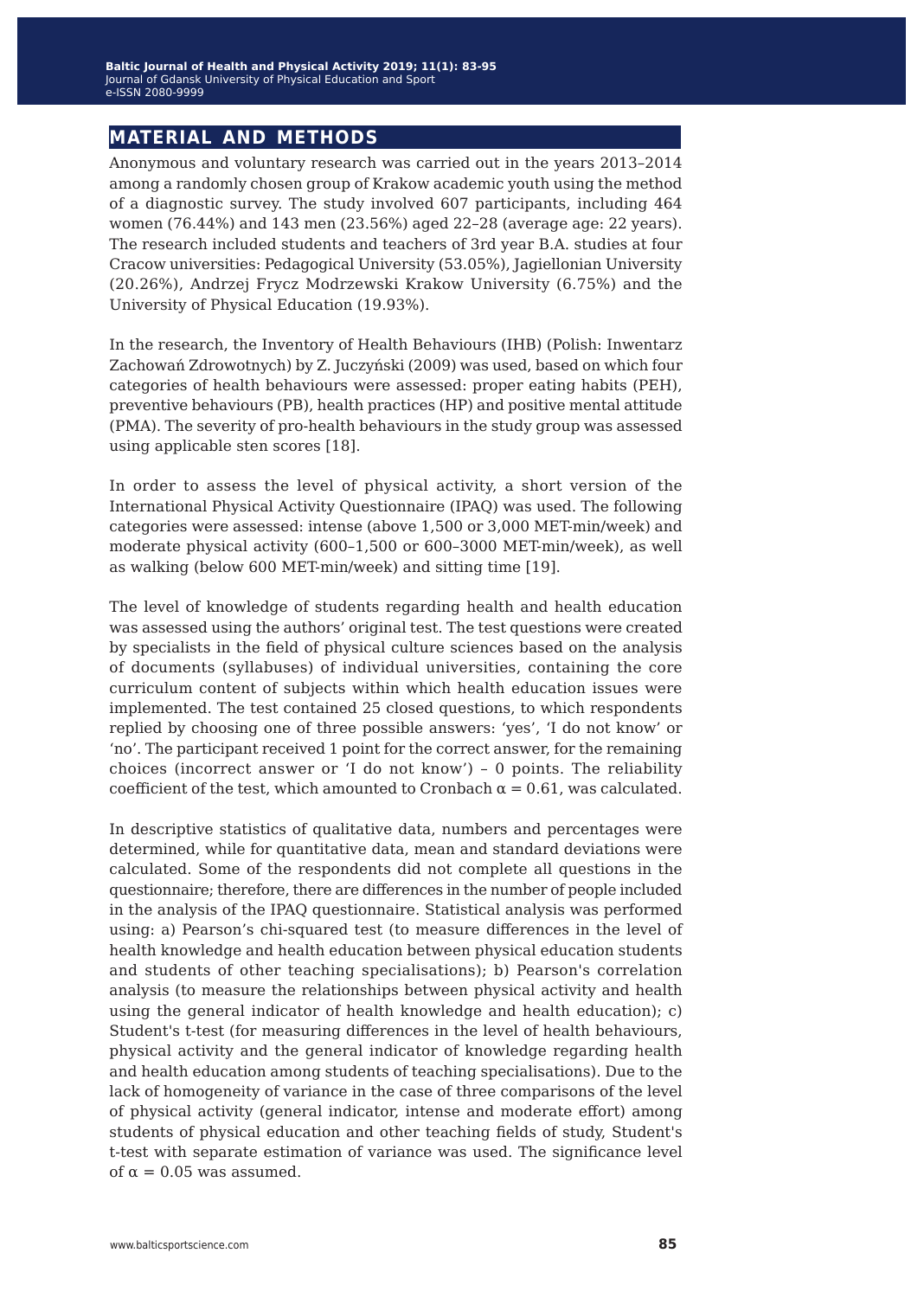## MATERIAL AND METHODS

Anonymous and voluntary research was carried out in the years 2013–2014 among a randomly chosen group of Krakow academic youth using the method of a diagnostic survey. The study involved 607 participants, including 464 women (76.44%) and 143 men (23.56%) aged 22–28 (average age: 22 years). The research included students and teachers of 3rd year B.A. studies at four Cracow universities: Pedagogical University (53.05%), Jagiellonian University (20.26%), Andrzej Frycz Modrzewski Krakow University (6.75%) and the University of Physical Education (19.93%).

In the research, the Inventory of Health Behaviours (IHB) (Polish: Inwentarz Zachowań Zdrowotnych) by Z. Juczyński (2009) was used, based on which four categories of health behaviours were assessed: proper eating habits (PEH), preventive behaviours (PB), health practices (HP) and positive mental attitude (PMA). The severity of pro-health behaviours in the study group was assessed using applicable sten scores [18].

In order to assess the level of physical activity, a short version of the International Physical Activity Questionnaire (IPAQ) was used. The following categories were assessed: intense (above 1,500 or 3,000 MET-min/week) and moderate physical activity (600–1,500 or 600–3000 MET-min/week), as well as walking (below 600 MET-min/week) and sitting time [19].

The level of knowledge of students regarding health and health education was assessed using the authors' original test. The test questions were created by specialists in the field of physical culture sciences based on the analysis of documents (syllabuses) of individual universities, containing the core curriculum content of subjects within which health education issues were implemented. The test contained 25 closed questions, to which respondents replied by choosing one of three possible answers: 'yes', 'I do not know' or 'no'. The participant received 1 point for the correct answer, for the remaining choices (incorrect answer or 'I do not know') – 0 points. The reliability coefficient of the test, which amounted to Cronbach $\alpha = 0.61$, was calculated.

In descriptive statistics of qualitative data, numbers and percentages were determined, while for quantitative data, mean and standard deviations were calculated. Some of the respondents did not complete all questions in the questionnaire; therefore, there are differences in the number of people included in the analysis of the IPAQ questionnaire. Statistical analysis was performed using: a) Pearson's chi-squared test (to measure differences in the level of health knowledge and health education between physical education students and students of other teaching specialisations); b) Pearson's correlation analysis (to measure the relationships between physical activity and health using the general indicator of health knowledge and health education); c) Student's t-test (for measuring differences in the level of health behaviours, physical activity and the general indicator of knowledge regarding health and health education among students of teaching specialisations). Due to the lack of homogeneity of variance in the case of three comparisons of the level of physical activity (general indicator, intense and moderate effort) among students of physical education and other teaching fields of study, Student's t-test with separate estimation of variance was used. The significance level of $\alpha = 0.05$ was assumed.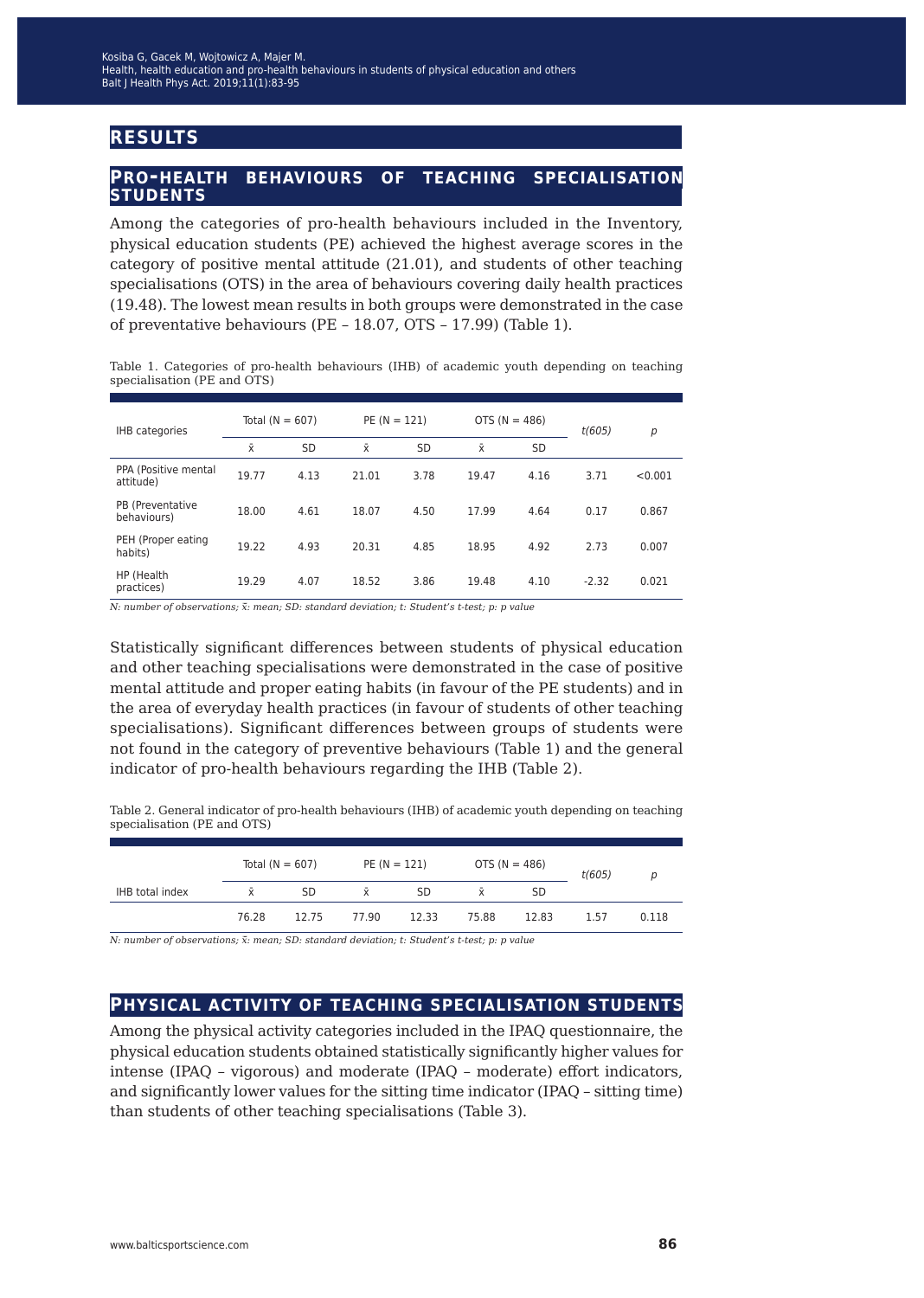# RESULTS

## Pro-health behaviours of teaching specialisation students

Among the categories of pro-health behaviours included in the Inventory, physical education students (PE) achieved the highest average scores in the category of positive mental attitude (21.01), and students of other teaching specialisations (OTS) in the area of behaviours covering daily health practices (19.48). The lowest mean results in both groups were demonstrated in the case of preventative behaviours (PE – 18.07, OTS – 17.99) (Table 1).

Table 1. Categories of pro-health behaviours (IHB) of academic youth depending on teaching specialisation (PE and OTS)

| IHB categories | Total (N = 607) | | PE (N = 121) | | OTS (N = 486) | | t(605) | p |
|---|---|---|---|---|---|---|---|---|
| | x̄ | SD | x̄ | SD | x̄ | SD | | |
| PPA (Positive mental attitude) | 19.77 | 4.13 | 21.01 | 3.78 | 19.47 | 4.16 | 3.71 | <0.001 |
| PB (Preventative behaviours) | 18.00 | 4.61 | 18.07 | 4.50 | 17.99 | 4.64 | 0.17 | 0.867 |
| PEH (Proper eating habits) | 19.22 | 4.93 | 20.31 | 4.85 | 18.95 | 4.92 | 2.73 | 0.007 |
| HP (Health practices) | 19.29 | 4.07 | 18.52 | 3.86 | 19.48 | 4.10 | -2.32 | 0.021 |

*N: number of observations; x̄: mean; SD: standard deviation; t: Student's t-test; p: p value*

Statistically significant differences between students of physical education and other teaching specialisations were demonstrated in the case of positive mental attitude and proper eating habits (in favour of the PE students) and in the area of everyday health practices (in favour of students of other teaching specialisations). Significant differences between groups of students were not found in the category of preventive behaviours (Table 1) and the general indicator of pro-health behaviours regarding the IHB (Table 2).

Table 2. General indicator of pro-health behaviours (IHB) of academic youth depending on teaching specialisation (PE and OTS)

| | Total (N = 607) | | PE (N = 121) | | OTS (N = 486) | | t(605) | p |
|---|---|---|---|---|---|---|---|---|
| IHB total index | x̄ | SD | x̄ | SD | x̄ | SD | | |
| | 76.28 | 12.75 | 77.90 | 12.33 | 75.88 | 12.83 | 1.57 | 0.118 |

*N: number of observations; x̄: mean; SD: standard deviation; t: Student's t-test; p: p value*

## Physical activity of teaching specialisation students

Among the physical activity categories included in the IPAQ questionnaire, the physical education students obtained statistically significantly higher values for intense (IPAQ – vigorous) and moderate (IPAQ – moderate) effort indicators, and significantly lower values for the sitting time indicator (IPAQ – sitting time) than students of other teaching specialisations (Table 3).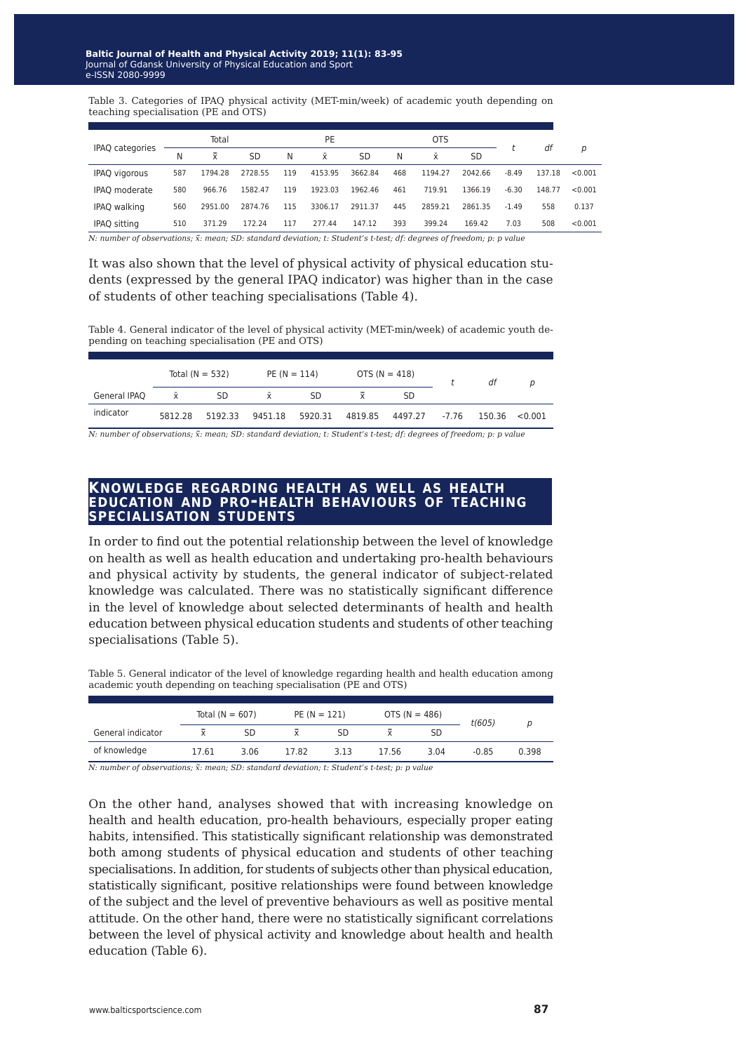Table 3. Categories of IPAQ physical activity (MET-min/week) of academic youth depending on teaching specialisation (PE and OTS)

| IPAQ categories | Total | | | PE | | | OTS | | | t | df | p |
|---|---|---|---|---|---|---|---|---|---|---|---|---|
| | N | x̄ | SD | N | x̄ | SD | N | x̄ | SD | | | |
| IPAQ vigorous | 587 | 1794.28 | 2728.55 | 119 | 4153.95 | 3662.84 | 468 | 1194.27 | 2042.66 | -8.49 | 137.18 | <0.001 |
| IPAQ moderate | 580 | 966.76 | 1582.47 | 119 | 1923.03 | 1962.46 | 461 | 719.91 | 1366.19 | -6.30 | 148.77 | <0.001 |
| IPAQ walking | 560 | 2951.00 | 2874.76 | 115 | 3306.17 | 2911.37 | 445 | 2859.21 | 2861.35 | -1.49 | 558 | 0.137 |
| IPAQ sitting | 510 | 371.29 | 172.24 | 117 | 277.44 | 147.12 | 393 | 399.24 | 169.42 | 7.03 | 508 | <0.001 |

*N: number of observations; x̄: mean; SD: standard deviation; t: Student's t-test; df: degrees of freedom; p: p value*

It was also shown that the level of physical activity of physical education students (expressed by the general IPAQ indicator) was higher than in the case of students of other teaching specialisations (Table 4).

Table 4. General indicator of the level of physical activity (MET-min/week) of academic youth depending on teaching specialisation (PE and OTS)

| | Total (N = 532) | | PE (N = 114) | | OTS (N = 418) | | t | df | p |
|---|---|---|---|---|---|---|---|---|---|
| | x̄ | SD | x̄ | SD | x̄ | SD | | | |
| General IPAQ indicator | 5812.28 | 5192.33 | 9451.18 | 5920.31 | 4819.85 | 4497.27 | -7.76 | 150.36 | <0.001 |

*N: number of observations; x̄: mean; SD: standard deviation; t: Student's t-test; df: degrees of freedom; p: p value*

## Knowledge regarding health as well as health education and pro-health behaviours of teaching specialisation students

In order to find out the potential relationship between the level of knowledge on health as well as health education and undertaking pro-health behaviours and physical activity by students, the general indicator of subject-related knowledge was calculated. There was no statistically significant difference in the level of knowledge about selected determinants of health and health education between physical education students and students of other teaching specialisations (Table 5).

Table 5. General indicator of the level of knowledge regarding health and health education among academic youth depending on teaching specialisation (PE and OTS)

| | Total (N = 607) | | PE (N = 121) | | OTS (N = 486) | | t(605) | p |
|---|---|---|---|---|---|---|---|---|
| | x̄ | SD | x̄ | SD | x̄ | SD | | |
| General indicator of knowledge | 17.61 | 3.06 | 17.82 | 3.13 | 17.56 | 3.04 | -0.85 | 0.398 |

*N: number of observations; x̄: mean; SD: standard deviation; t: Student's t-test; p: p value*

On the other hand, analyses showed that with increasing knowledge on health and health education, pro-health behaviours, especially proper eating habits, intensified. This statistically significant relationship was demonstrated both among students of physical education and students of other teaching specialisations. In addition, for students of subjects other than physical education, statistically significant, positive relationships were found between knowledge of the subject and the level of preventive behaviours as well as positive mental attitude. On the other hand, there were no statistically significant correlations between the level of physical activity and knowledge about health and health education (Table 6).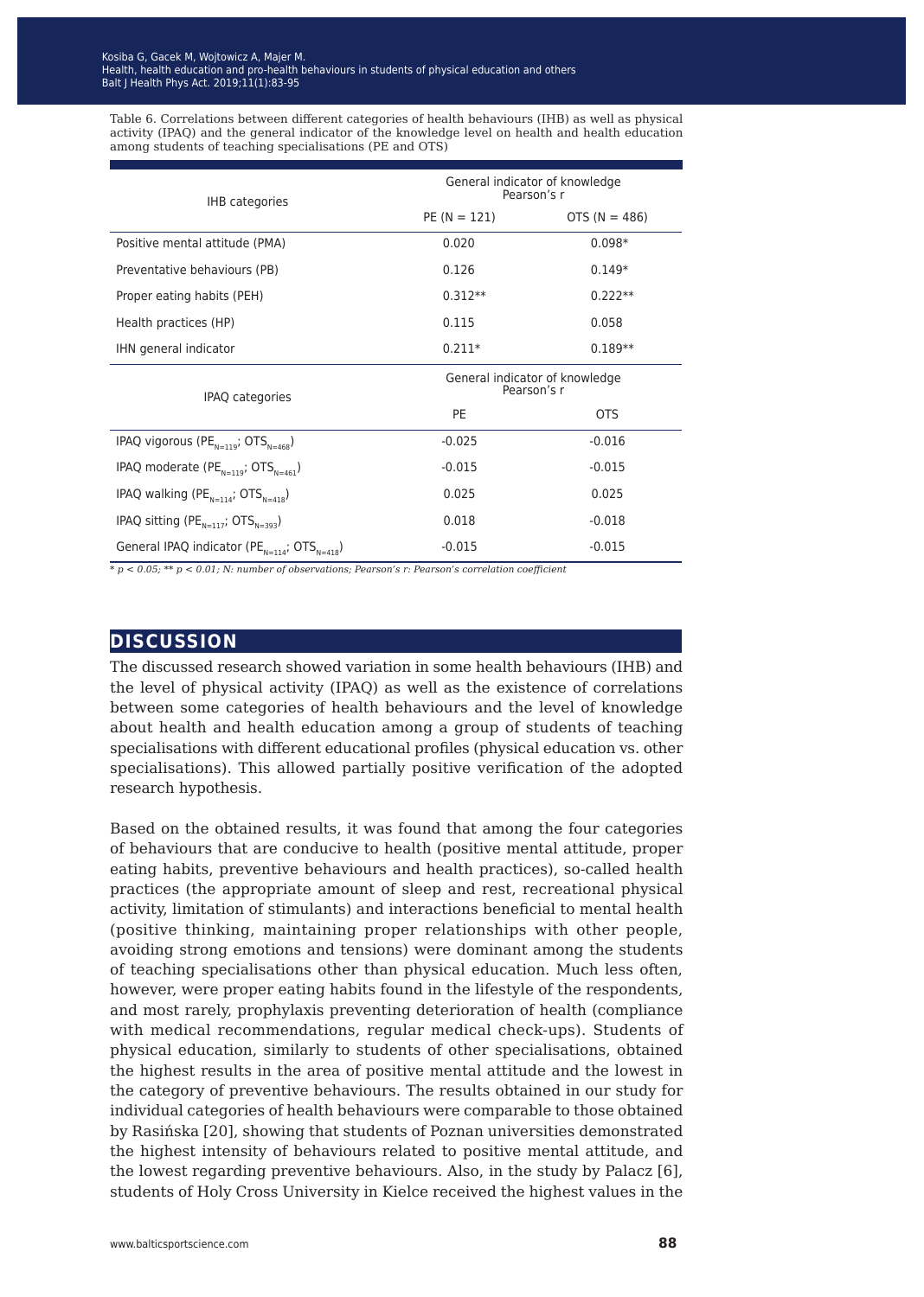Table 6. Correlations between different categories of health behaviours (IHB) as well as physical activity (IPAQ) and the general indicator of the knowledge level on health and health education among students of teaching specialisations (PE and OTS)

| IHB categories | General indicator of knowledge Pearson's r | |
|---|---|---|
| | PE (N = 121) | OTS (N = 486) |
| Positive mental attitude (PMA) | 0.020 | 0.098* |
| Preventative behaviours (PB) | 0.126 | 0.149* |
| Proper eating habits (PEH) | 0.312** | 0.222** |
| Health practices (HP) | 0.115 | 0.058 |
| IHN general indicator | 0.211* | 0.189** |
| **IPAQ categories** | **General indicator of knowledge Pearson's r** | |
| | PE | OTS |
| IPAQ vigorous ($PE_{N=119}$; $OTS_{N=468}$) | -0.025 | -0.016 |
| IPAQ moderate ($PE_{N=119}$; $OTS_{N=461}$) | -0.015 | -0.015 |
| IPAQ walking ($PE_{N=114}$; $OTS_{N=418}$) | 0.025 | 0.025 |
| IPAQ sitting ($PE_{N=117}$; $OTS_{N=393}$) | 0.018 | -0.018 |
| General IPAQ indicator ($PE_{N=114}$; $OTS_{N=418}$) | -0.015 | -0.015 |

*\* $p < 0.05$; \*\* $p < 0.01$; N: number of observations; Pearson's r: Pearson's correlation coefficient*

## DISCUSSION

The discussed research showed variation in some health behaviours (IHB) and the level of physical activity (IPAQ) as well as the existence of correlations between some categories of health behaviours and the level of knowledge about health and health education among a group of students of teaching specialisations with different educational profiles (physical education vs. other specialisations). This allowed partially positive verification of the adopted research hypothesis.

Based on the obtained results, it was found that among the four categories of behaviours that are conducive to health (positive mental attitude, proper eating habits, preventive behaviours and health practices), so-called health practices (the appropriate amount of sleep and rest, recreational physical activity, limitation of stimulants) and interactions beneficial to mental health (positive thinking, maintaining proper relationships with other people, avoiding strong emotions and tensions) were dominant among the students of teaching specialisations other than physical education. Much less often, however, were proper eating habits found in the lifestyle of the respondents, and most rarely, prophylaxis preventing deterioration of health (compliance with medical recommendations, regular medical check-ups). Students of physical education, similarly to students of other specialisations, obtained the highest results in the area of positive mental attitude and the lowest in the category of preventive behaviours. The results obtained in our study for individual categories of health behaviours were comparable to those obtained by Rasińska [20], showing that students of Poznan universities demonstrated the highest intensity of behaviours related to positive mental attitude, and the lowest regarding preventive behaviours. Also, in the study by Palacz [6], students of Holy Cross University in Kielce received the highest values in the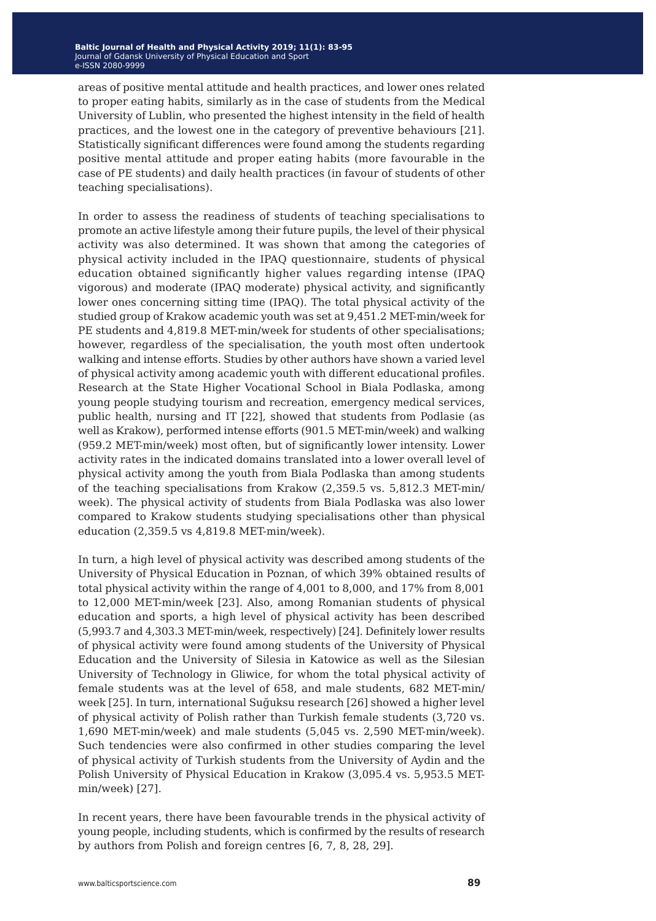areas of positive mental attitude and health practices, and lower ones related to proper eating habits, similarly as in the case of students from the Medical University of Lublin, who presented the highest intensity in the field of health practices, and the lowest one in the category of preventive behaviours [21]. Statistically significant differences were found among the students regarding positive mental attitude and proper eating habits (more favourable in the case of PE students) and daily health practices (in favour of students of other teaching specialisations).

In order to assess the readiness of students of teaching specialisations to promote an active lifestyle among their future pupils, the level of their physical activity was also determined. It was shown that among the categories of physical activity included in the IPAQ questionnaire, students of physical education obtained significantly higher values regarding intense (IPAQ vigorous) and moderate (IPAQ moderate) physical activity, and significantly lower ones concerning sitting time (IPAQ). The total physical activity of the studied group of Krakow academic youth was set at 9,451.2 MET-min/week for PE students and 4,819.8 MET-min/week for students of other specialisations; however, regardless of the specialisation, the youth most often undertook walking and intense efforts. Studies by other authors have shown a varied level of physical activity among academic youth with different educational profiles. Research at the State Higher Vocational School in Biala Podlaska, among young people studying tourism and recreation, emergency medical services, public health, nursing and IT [22], showed that students from Podlasie (as well as Krakow), performed intense efforts (901.5 MET-min/week) and walking (959.2 MET-min/week) most often, but of significantly lower intensity. Lower activity rates in the indicated domains translated into a lower overall level of physical activity among the youth from Biala Podlaska than among students of the teaching specialisations from Krakow (2,359.5 vs. 5,812.3 MET-min/week). The physical activity of students from Biala Podlaska was also lower compared to Krakow students studying specialisations other than physical education (2,359.5 vs 4,819.8 MET-min/week).

In turn, a high level of physical activity was described among students of the University of Physical Education in Poznan, of which 39% obtained results of total physical activity within the range of 4,001 to 8,000, and 17% from 8,001 to 12,000 MET-min/week [23]. Also, among Romanian students of physical education and sports, a high level of physical activity has been described (5,993.7 and 4,303.3 MET-min/week, respectively) [24]. Definitely lower results of physical activity were found among students of the University of Physical Education and the University of Silesia in Katowice as well as the Silesian University of Technology in Gliwice, for whom the total physical activity of female students was at the level of 658, and male students, 682 MET-min/week [25]. In turn, international Suğuksu research [26] showed a higher level of physical activity of Polish rather than Turkish female students (3,720 vs. 1,690 MET-min/week) and male students (5,045 vs. 2,590 MET-min/week). Such tendencies were also confirmed in other studies comparing the level of physical activity of Turkish students from the University of Aydin and the Polish University of Physical Education in Krakow (3,095.4 vs. 5,953.5 MET-min/week) [27].

In recent years, there have been favourable trends in the physical activity of young people, including students, which is confirmed by the results of research by authors from Polish and foreign centres [6, 7, 8, 28, 29].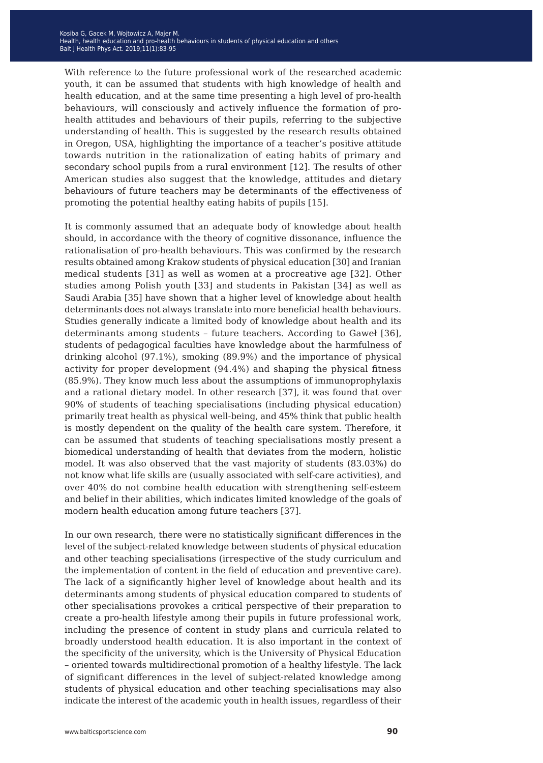With reference to the future professional work of the researched academic youth, it can be assumed that students with high knowledge of health and health education, and at the same time presenting a high level of pro-health behaviours, will consciously and actively influence the formation of pro-health attitudes and behaviours of their pupils, referring to the subjective understanding of health. This is suggested by the research results obtained in Oregon, USA, highlighting the importance of a teacher's positive attitude towards nutrition in the rationalization of eating habits of primary and secondary school pupils from a rural environment [12]. The results of other American studies also suggest that the knowledge, attitudes and dietary behaviours of future teachers may be determinants of the effectiveness of promoting the potential healthy eating habits of pupils [15].

It is commonly assumed that an adequate body of knowledge about health should, in accordance with the theory of cognitive dissonance, influence the rationalisation of pro-health behaviours. This was confirmed by the research results obtained among Krakow students of physical education [30] and Iranian medical students [31] as well as women at a procreative age [32]. Other studies among Polish youth [33] and students in Pakistan [34] as well as Saudi Arabia [35] have shown that a higher level of knowledge about health determinants does not always translate into more beneficial health behaviours. Studies generally indicate a limited body of knowledge about health and its determinants among students – future teachers. According to Gaweł [36], students of pedagogical faculties have knowledge about the harmfulness of drinking alcohol (97.1%), smoking (89.9%) and the importance of physical activity for proper development (94.4%) and shaping the physical fitness (85.9%). They know much less about the assumptions of immunoprophylaxis and a rational dietary model. In other research [37], it was found that over 90% of students of teaching specialisations (including physical education) primarily treat health as physical well-being, and 45% think that public health is mostly dependent on the quality of the health care system. Therefore, it can be assumed that students of teaching specialisations mostly present a biomedical understanding of health that deviates from the modern, holistic model. It was also observed that the vast majority of students (83.03%) do not know what life skills are (usually associated with self-care activities), and over 40% do not combine health education with strengthening self-esteem and belief in their abilities, which indicates limited knowledge of the goals of modern health education among future teachers [37].

In our own research, there were no statistically significant differences in the level of the subject-related knowledge between students of physical education and other teaching specialisations (irrespective of the study curriculum and the implementation of content in the field of education and preventive care). The lack of a significantly higher level of knowledge about health and its determinants among students of physical education compared to students of other specialisations provokes a critical perspective of their preparation to create a pro-health lifestyle among their pupils in future professional work, including the presence of content in study plans and curricula related to broadly understood health education. It is also important in the context of the specificity of the university, which is the University of Physical Education – oriented towards multidirectional promotion of a healthy lifestyle. The lack of significant differences in the level of subject-related knowledge among students of physical education and other teaching specialisations may also indicate the interest of the academic youth in health issues, regardless of their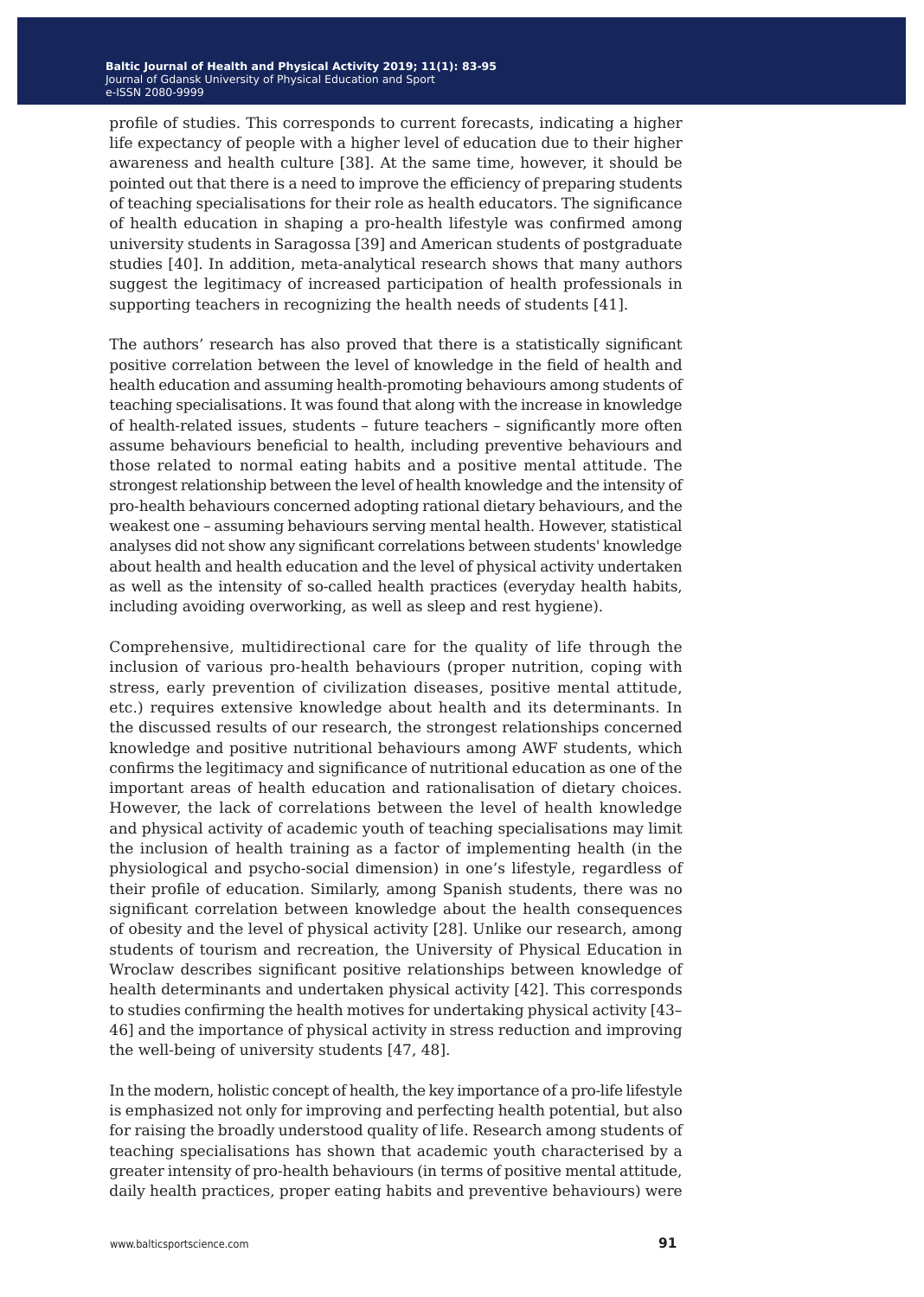profile of studies. This corresponds to current forecasts, indicating a higher life expectancy of people with a higher level of education due to their higher awareness and health culture [38]. At the same time, however, it should be pointed out that there is a need to improve the efficiency of preparing students of teaching specialisations for their role as health educators. The significance of health education in shaping a pro-health lifestyle was confirmed among university students in Saragossa [39] and American students of postgraduate studies [40]. In addition, meta-analytical research shows that many authors suggest the legitimacy of increased participation of health professionals in supporting teachers in recognizing the health needs of students [41].

The authors' research has also proved that there is a statistically significant positive correlation between the level of knowledge in the field of health and health education and assuming health-promoting behaviours among students of teaching specialisations. It was found that along with the increase in knowledge of health-related issues, students – future teachers – significantly more often assume behaviours beneficial to health, including preventive behaviours and those related to normal eating habits and a positive mental attitude. The strongest relationship between the level of health knowledge and the intensity of pro-health behaviours concerned adopting rational dietary behaviours, and the weakest one – assuming behaviours serving mental health. However, statistical analyses did not show any significant correlations between students' knowledge about health and health education and the level of physical activity undertaken as well as the intensity of so-called health practices (everyday health habits, including avoiding overworking, as well as sleep and rest hygiene).

Comprehensive, multidirectional care for the quality of life through the inclusion of various pro-health behaviours (proper nutrition, coping with stress, early prevention of civilization diseases, positive mental attitude, etc.) requires extensive knowledge about health and its determinants. In the discussed results of our research, the strongest relationships concerned knowledge and positive nutritional behaviours among AWF students, which confirms the legitimacy and significance of nutritional education as one of the important areas of health education and rationalisation of dietary choices. However, the lack of correlations between the level of health knowledge and physical activity of academic youth of teaching specialisations may limit the inclusion of health training as a factor of implementing health (in the physiological and psycho-social dimension) in one's lifestyle, regardless of their profile of education. Similarly, among Spanish students, there was no significant correlation between knowledge about the health consequences of obesity and the level of physical activity [28]. Unlike our research, among students of tourism and recreation, the University of Physical Education in Wroclaw describes significant positive relationships between knowledge of health determinants and undertaken physical activity [42]. This corresponds to studies confirming the health motives for undertaking physical activity [43–46] and the importance of physical activity in stress reduction and improving the well-being of university students [47, 48].

In the modern, holistic concept of health, the key importance of a pro-life lifestyle is emphasized not only for improving and perfecting health potential, but also for raising the broadly understood quality of life. Research among students of teaching specialisations has shown that academic youth characterised by a greater intensity of pro-health behaviours (in terms of positive mental attitude, daily health practices, proper eating habits and preventive behaviours) were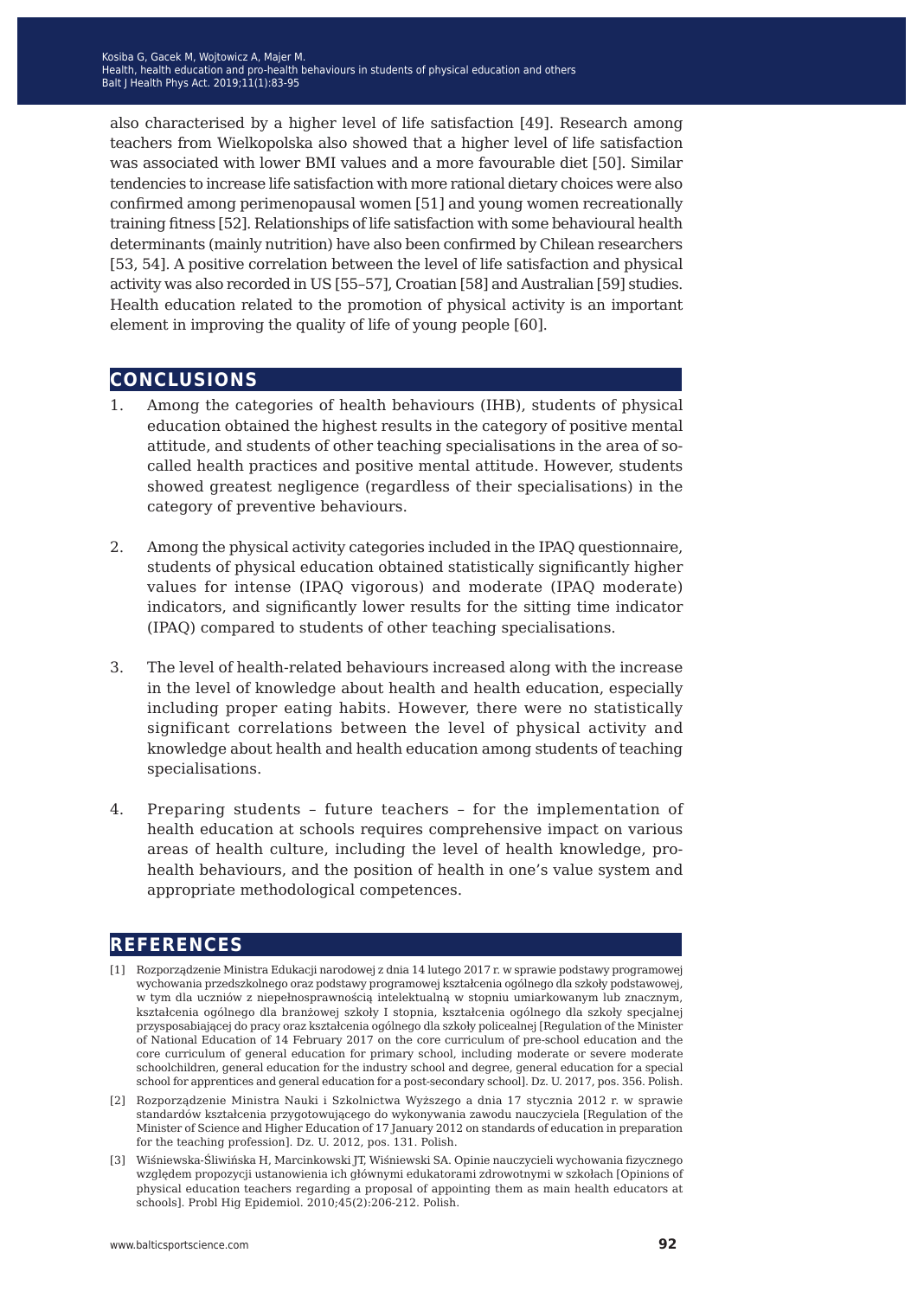also characterised by a higher level of life satisfaction [49]. Research among teachers from Wielkopolska also showed that a higher level of life satisfaction was associated with lower BMI values and a more favourable diet [50]. Similar tendencies to increase life satisfaction with more rational dietary choices were also confirmed among perimenopausal women [51] and young women recreationally training fitness [52]. Relationships of life satisfaction with some behavioural health determinants (mainly nutrition) have also been confirmed by Chilean researchers [53, 54]. A positive correlation between the level of life satisfaction and physical activity was also recorded in US [55–57], Croatian [58] and Australian [59] studies. Health education related to the promotion of physical activity is an important element in improving the quality of life of young people [60].

## CONCLUSIONS

1. Among the categories of health behaviours (IHB), students of physical education obtained the highest results in the category of positive mental attitude, and students of other teaching specialisations in the area of so-called health practices and positive mental attitude. However, students showed greatest negligence (regardless of their specialisations) in the category of preventive behaviours.

2. Among the physical activity categories included in the IPAQ questionnaire, students of physical education obtained statistically significantly higher values for intense (IPAQ vigorous) and moderate (IPAQ moderate) indicators, and significantly lower results for the sitting time indicator (IPAQ) compared to students of other teaching specialisations.

3. The level of health-related behaviours increased along with the increase in the level of knowledge about health and health education, especially including proper eating habits. However, there were no statistically significant correlations between the level of physical activity and knowledge about health and health education among students of teaching specialisations.

4. Preparing students – future teachers – for the implementation of health education at schools requires comprehensive impact on various areas of health culture, including the level of health knowledge, pro-health behaviours, and the position of health in one's value system and appropriate methodological competences.

## REFERENCES

[1] Rozporządzenie Ministra Edukacji narodowej z dnia 14 lutego 2017 r. w sprawie podstawy programowej wychowania przedszkolnego oraz podstawy programowej kształcenia ogólnego dla szkoły podstawowej, w tym dla uczniów z niepełnosprawnością intelektualną w stopniu umiarkowanym lub znacznym, kształcenia ogólnego dla branżowej szkoły I stopnia, kształcenia ogólnego dla szkoły specjalnej przysposabiającej do pracy oraz kształcenia ogólnego dla szkoły policealnej [Regulation of the Minister of National Education of 14 February 2017 on the core curriculum of pre-school education and the core curriculum of general education for primary school, including moderate or severe moderate schoolchildren, general education for the industry school and degree, general education for a special school for apprentices and general education for a post-secondary school]. Dz. U. 2017, pos. 356. Polish.

[2] Rozporządzenie Ministra Nauki i Szkolnictwa Wyższego a dnia 17 stycznia 2012 r. w sprawie standardów kształcenia przygotowującego do wykonywania zawodu nauczyciela [Regulation of the Minister of Science and Higher Education of 17 January 2012 on standards of education in preparation for the teaching profession]. Dz. U. 2012, pos. 131. Polish.

[3] Wiśniewska-Śliwińska H, Marcinkowski JT, Wiśniewski SA. Opinie nauczycieli wychowania fizycznego względem propozycji ustanowienia ich głównymi edukatorami zdrowotnymi w szkołach [Opinions of physical education teachers regarding a proposal of appointing them as main health educators at schools]. Probl Hig Epidemiol. 2010;45(2):206-212. Polish.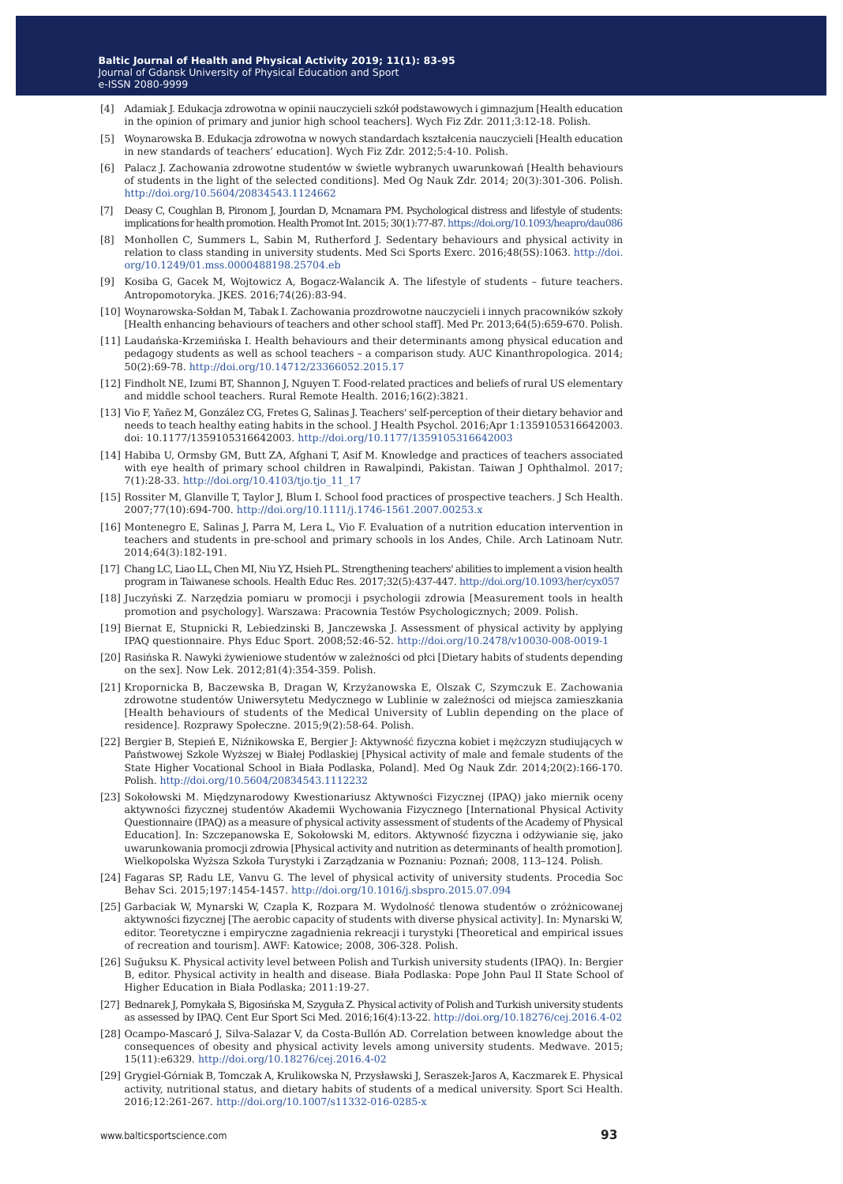[4] Adamiak J. Edukacja zdrowotna w opinii nauczycieli szkół podstawowych i gimnazjum [Health education in the opinion of primary and junior high school teachers]. Wych Fiz Zdr. 2011;3:12-18. Polish.

[5] Woynarowska B. Edukacja zdrowotna w nowych standardach kształcenia nauczycieli [Health education in new standards of teachers' education]. Wych Fiz Zdr. 2012;5:4-10. Polish.

[6] Palacz J. Zachowania zdrowotne studentów w świetle wybranych uwarunkowań [Health behaviours of students in the light of the selected conditions]. Med Og Nauk Zdr. 2014; 20(3):301-306. Polish. http://doi.org/10.5604/20834543.1124662

[7] Deasy C, Coughlan B, Pironom J, Jourdan D, Mcnamara PM. Psychological distress and lifestyle of students: implications for health promotion. Health Promot Int. 2015; 30(1):77-87. https://doi.org/10.1093/heapro/dau086

[8] Monhollen C, Summers L, Sabin M, Rutherford J. Sedentary behaviours and physical activity in relation to class standing in university students. Med Sci Sports Exerc. 2016;48(5S):1063. http://doi.org/10.1249/01.mss.0000488198.25704.eb

[9] Kosiba G, Gacek M, Wojtowicz A, Bogacz-Walancik A. The lifestyle of students – future teachers. Antropomotoryka. JKES. 2016;74(26):83-94.

[10] Woynarowska-Sołdan M, Tabak I. Zachowania prozdrowotne nauczycieli i innych pracowników szkoły [Health enhancing behaviours of teachers and other school staff]. Med Pr. 2013;64(5):659-670. Polish.

[11] Laudańska-Krzemińska I. Health behaviours and their determinants among physical education and pedagogy students as well as school teachers – a comparison study. AUC Kinanthropologica. 2014; 50(2):69-78. http://doi.org/10.14712/23366052.2015.17

[12] Findholt NE, Izumi BT, Shannon J, Nguyen T. Food-related practices and beliefs of rural US elementary and middle school teachers. Rural Remote Health. 2016;16(2):3821.

[13] Vio F, Yañez M, González CG, Fretes G, Salinas J. Teachers' self-perception of their dietary behavior and needs to teach healthy eating habits in the school. J Health Psychol. 2016;Apr 1:1359105316642003. doi: 10.1177/1359105316642003. http://doi.org/10.1177/1359105316642003

[14] Habiba U, Ormsby GM, Butt ZA, Afghani T, Asif M. Knowledge and practices of teachers associated with eye health of primary school children in Rawalpindi, Pakistan. Taiwan J Ophthalmol. 2017; 7(1):28-33. http://doi.org/10.4103/tjo.tjo_11_17

[15] Rossiter M, Glanville T, Taylor J, Blum I. School food practices of prospective teachers. J Sch Health. 2007;77(10):694-700. http://doi.org/10.1111/j.1746-1561.2007.00253.x

[16] Montenegro E, Salinas J, Parra M, Lera L, Vio F. Evaluation of a nutrition education intervention in teachers and students in pre-school and primary schools in los Andes, Chile. Arch Latinoam Nutr. 2014;64(3):182-191.

[17] Chang LC, Liao LL, Chen MI, Niu YZ, Hsieh PL. Strengthening teachers' abilities to implement a vision health program in Taiwanese schools. Health Educ Res. 2017;32(5):437-447. http://doi.org/10.1093/her/cyx057

[18] Juczyński Z. Narzędzia pomiaru w promocji i psychologii zdrowia [Measurement tools in health promotion and psychology]. Warszawa: Pracownia Testów Psychologicznych; 2009. Polish.

[19] Biernat E, Stupnicki R, Lebiedzinski B, Janczewska J. Assessment of physical activity by applying IPAQ questionnaire. Phys Educ Sport. 2008;52:46-52. http://doi.org/10.2478/v10030-008-0019-1

[20] Rasińska R. Nawyki żywieniowe studentów w zależności od płci [Dietary habits of students depending on the sex]. Now Lek. 2012;81(4):354-359. Polish.

[21] Kropornicka B, Baczewska B, Dragan W, Krzyżanowska E, Olszak C, Szymczuk E. Zachowania zdrowotne studentów Uniwersytetu Medycznego w Lublinie w zależności od miejsca zamieszkania [Health behaviours of students of the Medical University of Lublin depending on the place of residence]. Rozprawy Społeczne. 2015;9(2):58-64. Polish.

[22] Bergier B, Stepień E, Niźnikowska E, Bergier J: Aktywność fizyczna kobiet i mężczyzn studiujących w Państwowej Szkole Wyższej w Białej Podlaskiej [Physical activity of male and female students of the State Higher Vocational School in Biała Podlaska, Poland]. Med Og Nauk Zdr. 2014;20(2):166-170. Polish. http://doi.org/10.5604/20834543.1112232

[23] Sokołowski M. Międzynarodowy Kwestionariusz Aktywności Fizycznej (IPAQ) jako miernik oceny aktywności fizycznej studentów Akademii Wychowania Fizycznego [International Physical Activity Questionnaire (IPAQ) as a measure of physical activity assessment of students of the Academy of Physical Education]. In: Szczepanowska E, Sokołowski M, editors. Aktywność fizyczna i odżywianie się, jako uwarunkowania promocji zdrowia [Physical activity and nutrition as determinants of health promotion]. Wielkopolska Wyższa Szkoła Turystyki i Zarządzania w Poznaniu: Poznań; 2008, 113–124. Polish.

[24] Fagaras SP, Radu LE, Vanvu G. The level of physical activity of university students. Procedia Soc Behav Sci. 2015;197:1454-1457. http://doi.org/10.1016/j.sbspro.2015.07.094

[25] Garbaciak W, Mynarski W, Czapla K, Rozpara M. Wydolność tlenowa studentów o zróżnicowanej aktywności fizycznej [The aerobic capacity of students with diverse physical activity]. In: Mynarski W, editor. Teoretyczne i empiryczne zagadnienia rekreacji i turystyki [Theoretical and empirical issues of recreation and tourism]. AWF: Katowice; 2008, 306-328. Polish.

[26] Suğuksu K. Physical activity level between Polish and Turkish university students (IPAQ). In: Bergier B, editor. Physical activity in health and disease. Biała Podlaska: Pope John Paul II State School of Higher Education in Biała Podlaska; 2011:19-27.

[27] Bednarek J, Pomykała S, Bigosińska M, Szyguła Z. Physical activity of Polish and Turkish university students as assessed by IPAQ. Cent Eur Sport Sci Med. 2016;16(4):13-22. http://doi.org/10.18276/cej.2016.4-02

[28] Ocampo-Mascaró J, Silva-Salazar V, da Costa-Bullón AD. Correlation between knowledge about the consequences of obesity and physical activity levels among university students. Medwave. 2015; 15(11):e6329. http://doi.org/10.18276/cej.2016.4-02

[29] Grygiel-Górniak B, Tomczak A, Krulikowska N, Przysławski J, Seraszek-Jaros A, Kaczmarek E. Physical activity, nutritional status, and dietary habits of students of a medical university. Sport Sci Health. 2016;12:261-267. http://doi.org/10.1007/s11332-016-0285-x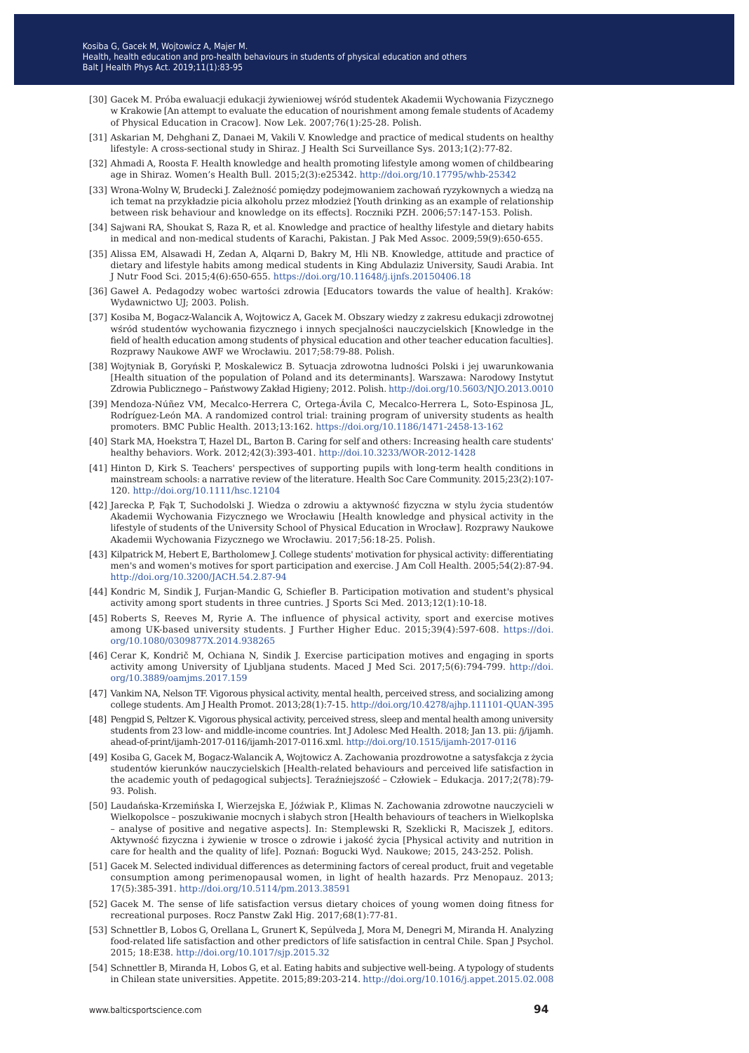[30] Gacek M. Próba ewaluacji edukacji żywieniowej wśród studentek Akademii Wychowania Fizycznego w Krakowie [An attempt to evaluate the education of nourishment among female students of Academy of Physical Education in Cracow]. Now Lek. 2007;76(1):25-28. Polish.

[31] Askarian M, Dehghani Z, Danaei M, Vakili V. Knowledge and practice of medical students on healthy lifestyle: A cross-sectional study in Shiraz. J Health Sci Surveillance Sys. 2013;1(2):77-82.

[32] Ahmadi A, Roosta F. Health knowledge and health promoting lifestyle among women of childbearing age in Shiraz. Women's Health Bull. 2015;2(3):e25342. http://doi.org/10.17795/whb-25342

[33] Wrona-Wolny W, Brudecki J. Zależność pomiędzy podejmowaniem zachowań ryzykownych a wiedzą na ich temat na przykładzie picia alkoholu przez młodzież [Youth drinking as an example of relationship between risk behaviour and knowledge on its effects]. Roczniki PZH. 2006;57:147-153. Polish.

[34] Sajwani RA, Shoukat S, Raza R, et al. Knowledge and practice of healthy lifestyle and dietary habits in medical and non-medical students of Karachi, Pakistan. J Pak Med Assoc. 2009;59(9):650-655.

[35] Alissa EM, Alsawadi H, Zedan A, Alqarni D, Bakry M, Hli NB. Knowledge, attitude and practice of dietary and lifestyle habits among medical students in King Abdulaziz University, Saudi Arabia. Int J Nutr Food Sci. 2015;4(6):650-655. https://doi.org/10.11648/j.ijnfs.20150406.18

[36] Gaweł A. Pedagodzy wobec wartości zdrowia [Educators towards the value of health]. Kraków: Wydawnictwo UJ; 2003. Polish.

[37] Kosiba M, Bogacz-Walancik A, Wojtowicz A, Gacek M. Obszary wiedzy z zakresu edukacji zdrowotnej wśród studentów wychowania fizycznego i innych specjalności nauczycielskich [Knowledge in the field of health education among students of physical education and other teacher education faculties]. Rozprawy Naukowe AWF we Wrocławiu. 2017;58:79-88. Polish.

[38] Wojtyniak B, Goryński P, Moskalewicz B. Sytuacja zdrowotna ludności Polski i jej uwarunkowania [Health situation of the population of Poland and its determinants]. Warszawa: Narodowy Instytut Zdrowia Publicznego – Państwowy Zakład Higieny; 2012. Polish. http://doi.org/10.5603/NJO.2013.0010

[39] Mendoza-Núñez VM, Mecalco-Herrera C, Ortega-Ávila C, Mecalco-Herrera L, Soto-Espinosa JL, Rodríguez-León MA. A randomized control trial: training program of university students as health promoters. BMC Public Health. 2013;13:162. https://doi.org/10.1186/1471-2458-13-162

[40] Stark MA, Hoekstra T, Hazel DL, Barton B. Caring for self and others: Increasing health care students' healthy behaviors. Work. 2012;42(3):393-401. http://doi.10.3233/WOR-2012-1428

[41] Hinton D, Kirk S. Teachers' perspectives of supporting pupils with long-term health conditions in mainstream schools: a narrative review of the literature. Health Soc Care Community. 2015;23(2):107-120. http://doi.org/10.1111/hsc.12104

[42] Jarecka P, Fąk T, Suchodolski J. Wiedza o zdrowiu a aktywność fizyczna w stylu życia studentów Akademii Wychowania Fizycznego we Wrocławiu [Health knowledge and physical activity in the lifestyle of students of the University School of Physical Education in Wrocław]. Rozprawy Naukowe Akademii Wychowania Fizycznego we Wrocławiu. 2017;56:18-25. Polish.

[43] Kilpatrick M, Hebert E, Bartholomew J. College students' motivation for physical activity: differentiating men's and women's motives for sport participation and exercise. J Am Coll Health. 2005;54(2):87-94. http://doi.org/10.3200/JACH.54.2.87-94

[44] Kondric M, Sindik J, Furjan-Mandic G, Schiefler B. Participation motivation and student's physical activity among sport students in three cuntries. J Sports Sci Med. 2013;12(1):10-18.

[45] Roberts S, Reeves M, Ryrie A. The influence of physical activity, sport and exercise motives among UK-based university students. J Further Higher Educ. 2015;39(4):597-608. https://doi.org/10.1080/0309877X.2014.938265

[46] Cerar K, Kondrič M, Ochiana N, Sindik J. Exercise participation motives and engaging in sports activity among University of Ljubljana students. Maced J Med Sci. 2017;5(6):794-799. http://doi.org/10.3889/oamjms.2017.159

[47] Vankim NA, Nelson TF. Vigorous physical activity, mental health, perceived stress, and socializing among college students. Am J Health Promot. 2013;28(1):7-15. http://doi.org/10.4278/ajhp.111101-QUAN-395

[48] Pengpid S, Peltzer K. Vigorous physical activity, perceived stress, sleep and mental health among university students from 23 low- and middle-income countries. Int J Adolesc Med Health. 2018; Jan 13. pii: /j/ijamh.ahead-of-print/ijamh-2017-0116/ijamh-2017-0116.xml. http://doi.org/10.1515/ijamh-2017-0116

[49] Kosiba G, Gacek M, Bogacz-Walancik A, Wojtowicz A. Zachowania prozdrowotne a satysfakcja z życia studentów kierunków nauczycielskich [Health-related behaviours and perceived life satisfaction in the academic youth of pedagogical subjects]. Teraźniejszość – Człowiek – Edukacja. 2017;2(78):79-93. Polish.

[50] Laudańska-Krzemińska I, Wierzejska E, Jóźwiak P., Klimas N. Zachowania zdrowotne nauczycieli w Wielkopolsce – poszukiwanie mocnych i słabych stron [Health behaviours of teachers in Wielkoplska – analyse of positive and negative aspects]. In: Stemplewski R, Szeklicki R, Maciszek J, editors. Aktywność fizyczna i żywienie w trosce o zdrowie i jakość życia [Physical activity and nutrition in care for health and the quality of life]. Poznań: Bogucki Wyd. Naukowe; 2015, 243-252. Polish.

[51] Gacek M. Selected individual differences as determining factors of cereal product, fruit and vegetable consumption among perimenopausal women, in light of health hazards. Prz Menopauz. 2013; 17(5):385-391. http://doi.org/10.5114/pm.2013.38591

[52] Gacek M. The sense of life satisfaction versus dietary choices of young women doing fitness for recreational purposes. Rocz Panstw Zakl Hig. 2017;68(1):77-81.

[53] Schnettler B, Lobos G, Orellana L, Grunert K, Sepúlveda J, Mora M, Denegri M, Miranda H. Analyzing food-related life satisfaction and other predictors of life satisfaction in central Chile. Span J Psychol. 2015; 18:E38. http://doi.org/10.1017/sjp.2015.32

[54] Schnettler B, Miranda H, Lobos G, et al. Eating habits and subjective well-being. A typology of students in Chilean state universities. Appetite. 2015;89:203-214. http://doi.org/10.1016/j.appet.2015.02.008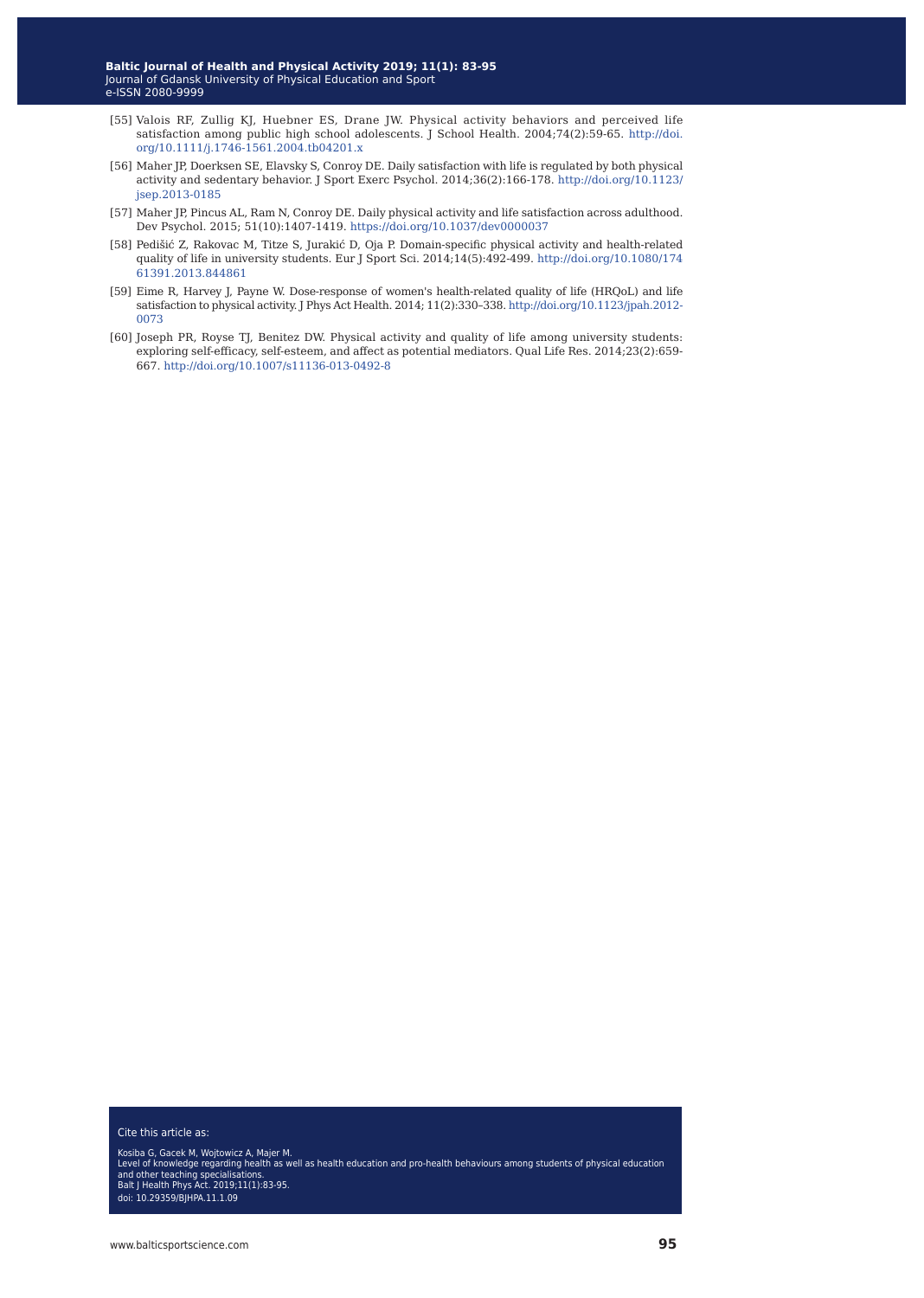[55] Valois RF, Zullig KJ, Huebner ES, Drane JW. Physical activity behaviors and perceived life satisfaction among public high school adolescents. J School Health. 2004;74(2):59-65. http://doi.org/10.1111/j.1746-1561.2004.tb04201.x

[56] Maher JP, Doerksen SE, Elavsky S, Conroy DE. Daily satisfaction with life is regulated by both physical activity and sedentary behavior. J Sport Exerc Psychol. 2014;36(2):166-178. http://doi.org/10.1123/jsep.2013-0185

[57] Maher JP, Pincus AL, Ram N, Conroy DE. Daily physical activity and life satisfaction across adulthood. Dev Psychol. 2015; 51(10):1407-1419. https://doi.org/10.1037/dev0000037

[58] Pedišić Z, Rakovac M, Titze S, Jurakić D, Oja P. Domain-specific physical activity and health-related quality of life in university students. Eur J Sport Sci. 2014;14(5):492-499. http://doi.org/10.1080/17461391.2013.844861

[59] Eime R, Harvey J, Payne W. Dose-response of women's health-related quality of life (HRQoL) and life satisfaction to physical activity. J Phys Act Health. 2014; 11(2):330–338. http://doi.org/10.1123/jpah.2012-0073

[60] Joseph PR, Royse TJ, Benitez DW. Physical activity and quality of life among university students: exploring self-efficacy, self-esteem, and affect as potential mediators. Qual Life Res. 2014;23(2):659-667. http://doi.org/10.1007/s11136-013-0492-8

Cite this article as:

Kosiba G, Gacek M, Wojtowicz A, Majer M.
Level of knowledge regarding health as well as health education and pro-health behaviours among students of physical education and other teaching specialisations.
Balt J Health Phys Act. 2019;11(1):83-95.
doi: 10.29359/BJHPA.11.1.09